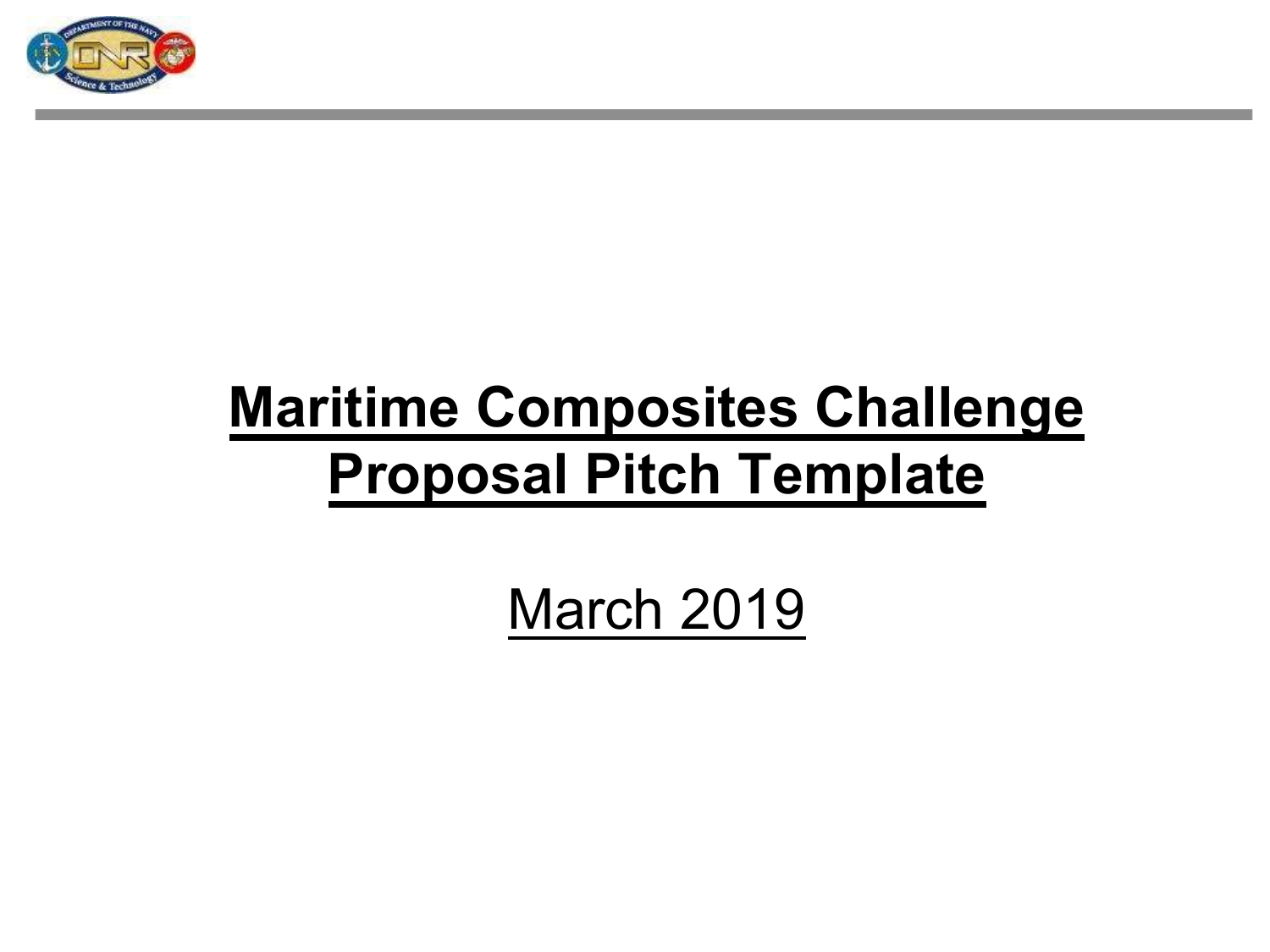# Maritime Composites Challenge Proposal Pitch Template

March 2019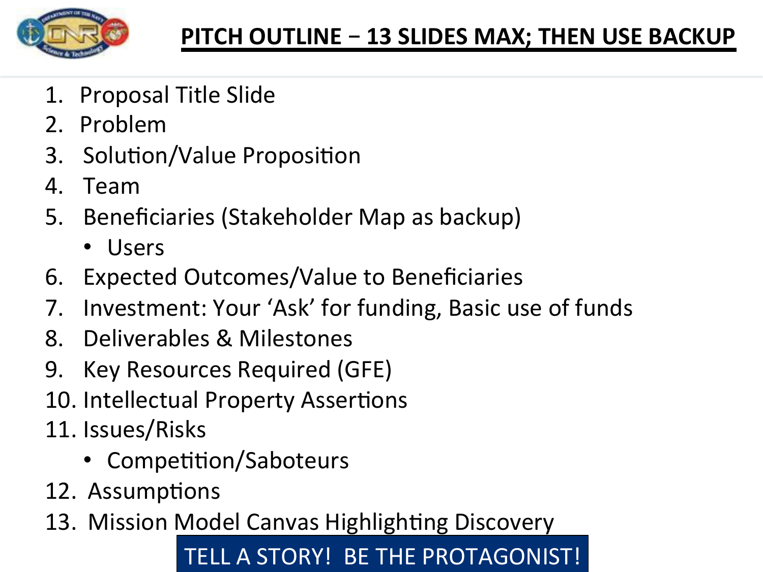# PITCH OUTLINE – 13 SLIDES MAX; THEN USE BACKUP

1. Proposal Title Slide
2. Problem
3. Solution/Value Proposition
4. Team
5. Beneficiaries (Stakeholder Map as backup)
   - Users
6. Expected Outcomes/Value to Beneficiaries
7. Investment: Your 'Ask' for funding, Basic use of funds
8. Deliverables & Milestones
9. Key Resources Required (GFE)
10. Intellectual Property Assertions
11. Issues/Risks
    - Competition/Saboteurs
12. Assumptions
13. Mission Model Canvas Highlighting Discovery

TELL A STORY! BE THE PROTAGONIST!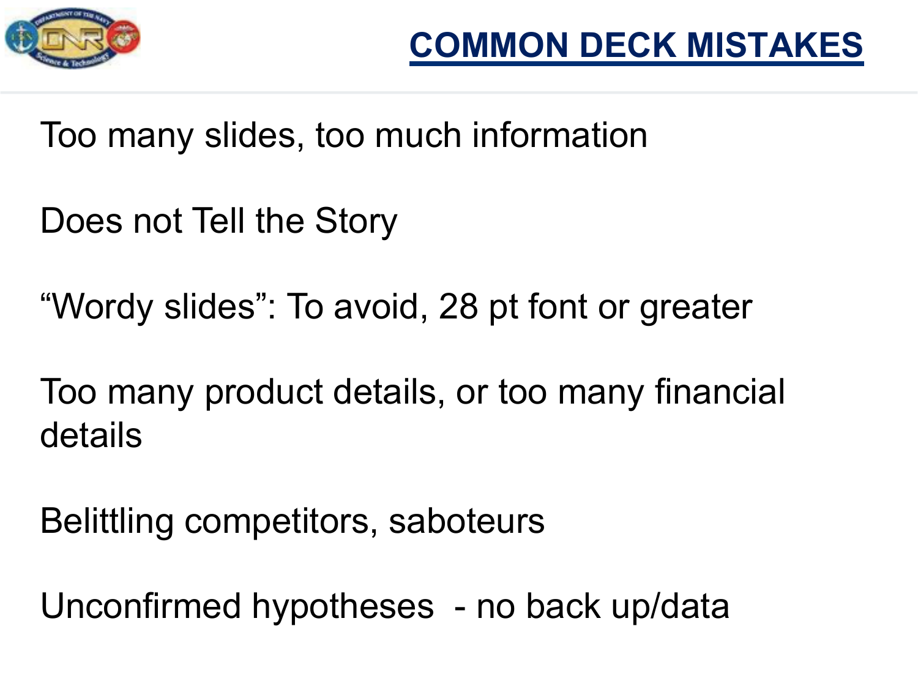# COMMON DECK MISTAKES

Too many slides, too much information

Does not Tell the Story

“Wordy slides”: To avoid, 28 pt font or greater

Too many product details, or too many financial details

Belittling competitors, saboteurs

Unconfirmed hypotheses - no back up/data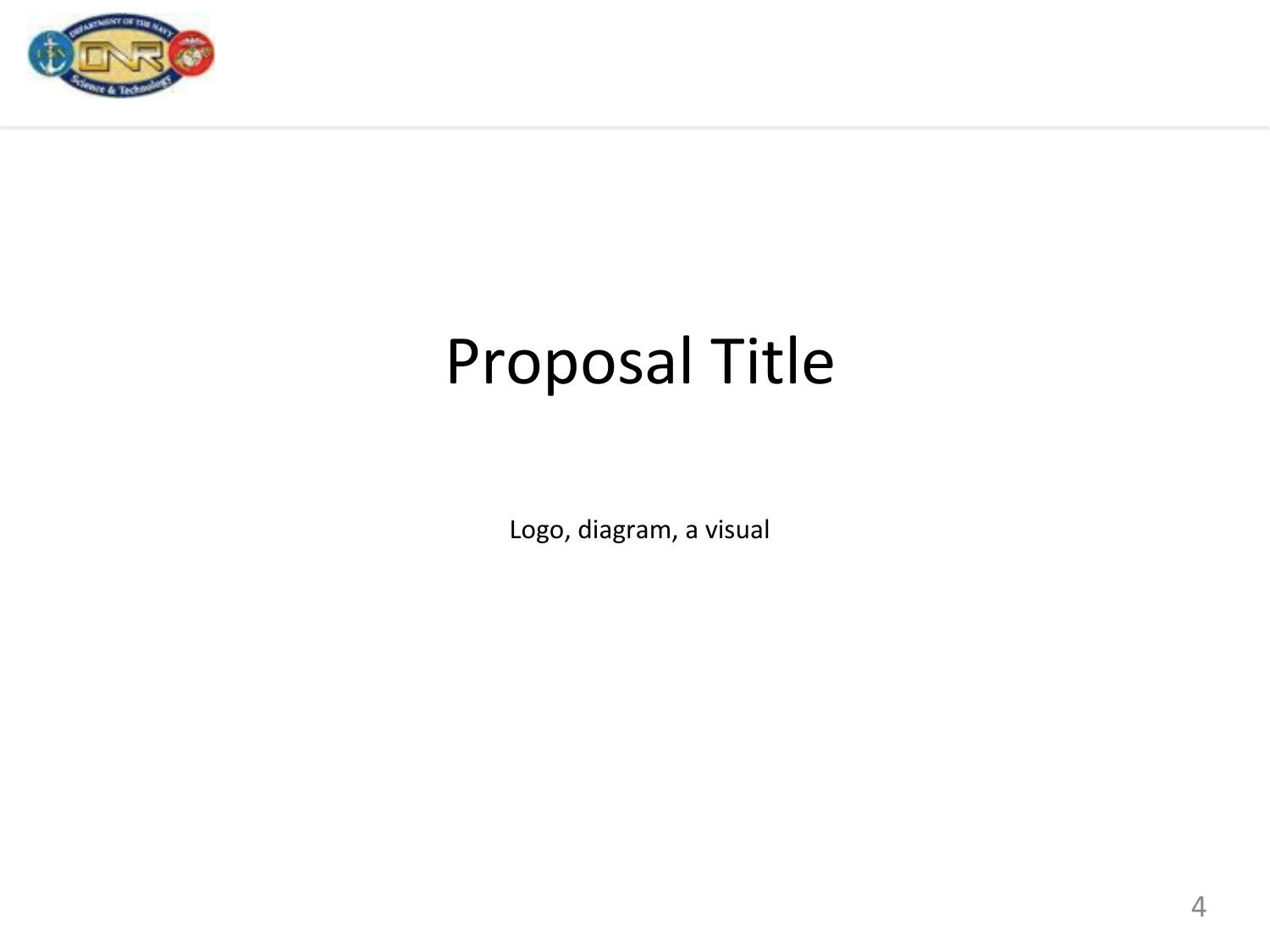# Proposal Title

Logo, diagram, a visual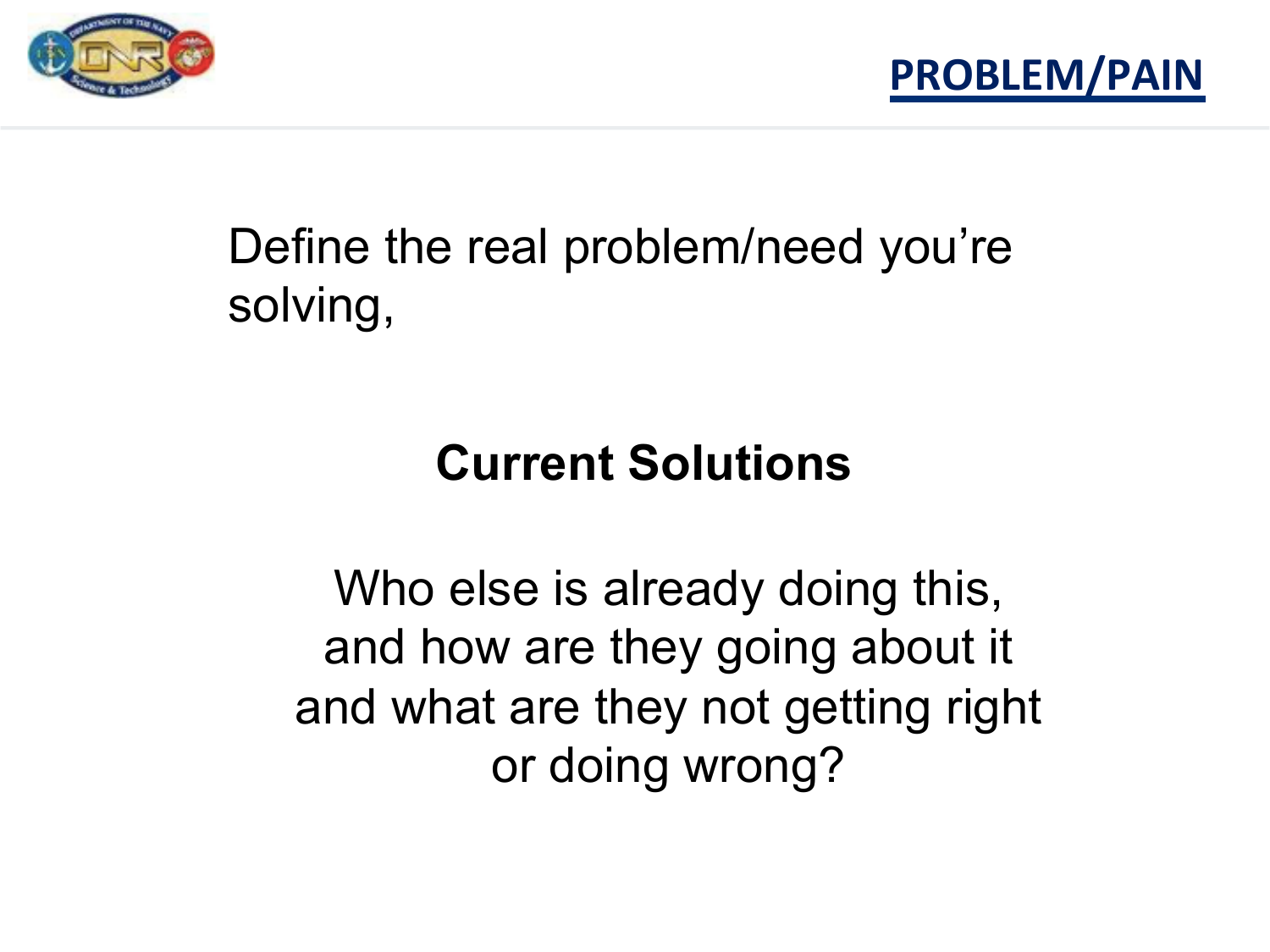## PROBLEM/PAIN

Define the real problem/need you're solving,

**Current Solutions**

Who else is already doing this, and how are they going about it and what are they not getting right or doing wrong?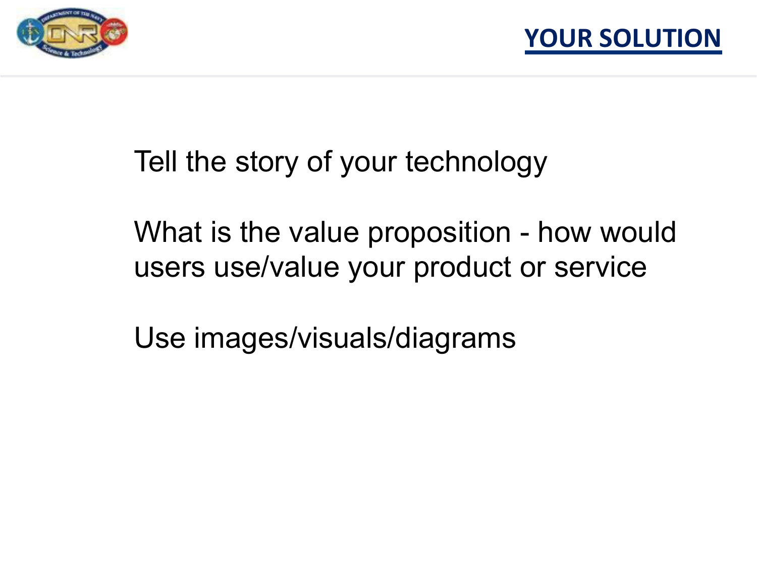# YOUR SOLUTION

Tell the story of your technology

What is the value proposition - how would users use/value your product or service

Use images/visuals/diagrams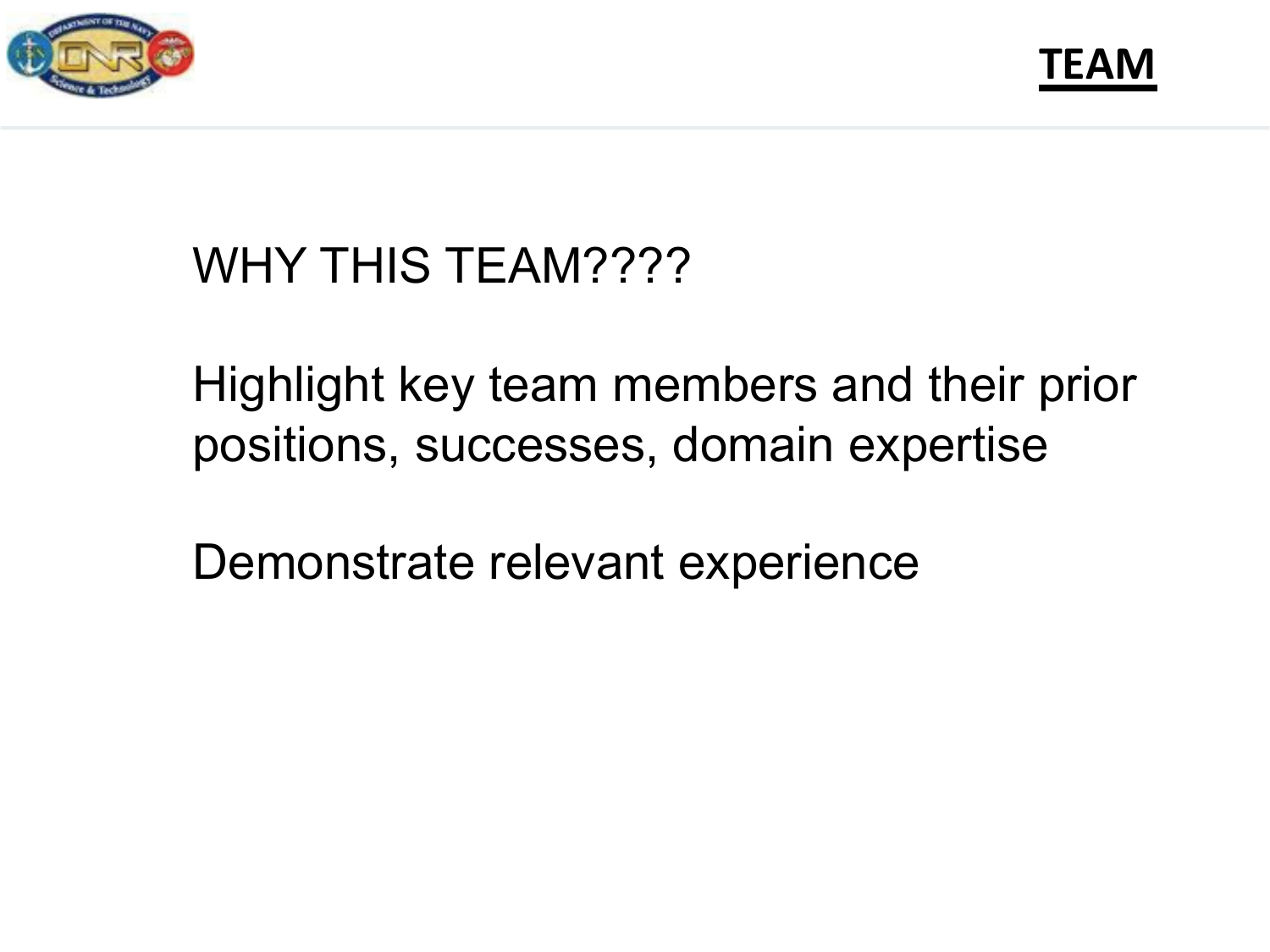# TEAM

WHY THIS TEAM????

Highlight key team members and their prior positions, successes, domain expertise

Demonstrate relevant experience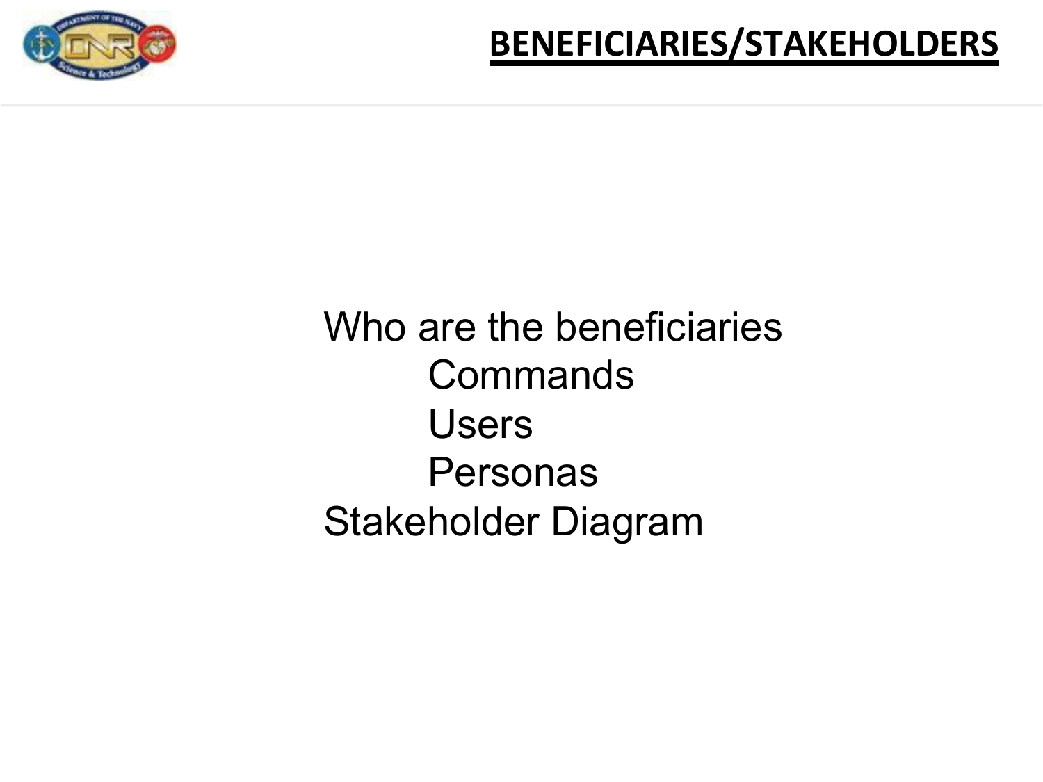# BENEFICIARIES/STAKEHOLDERS

Who are the beneficiaries

- Commands
- Users
- Personas

Stakeholder Diagram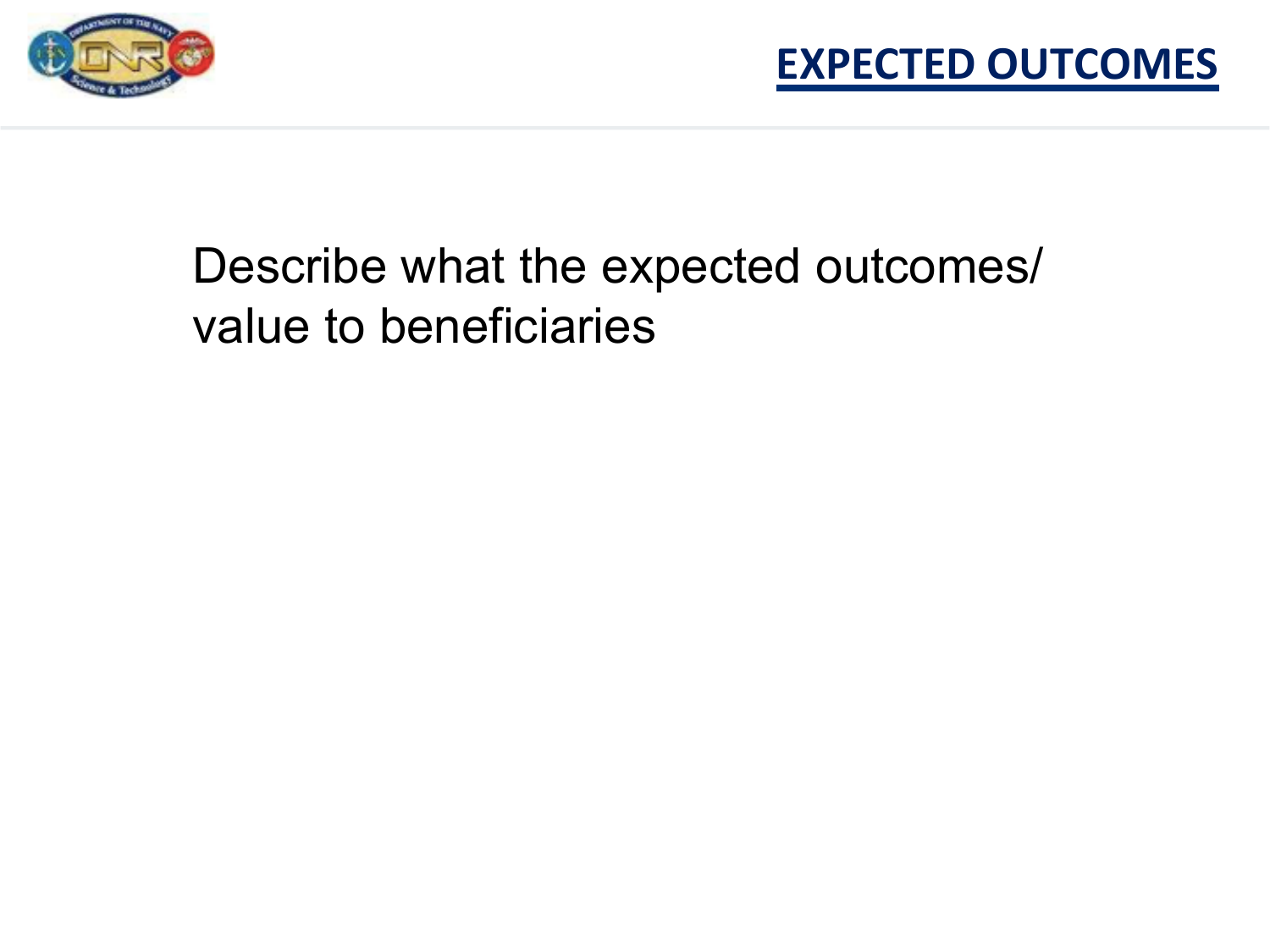# EXPECTED OUTCOMES

Describe what the expected outcomes/ value to beneficiaries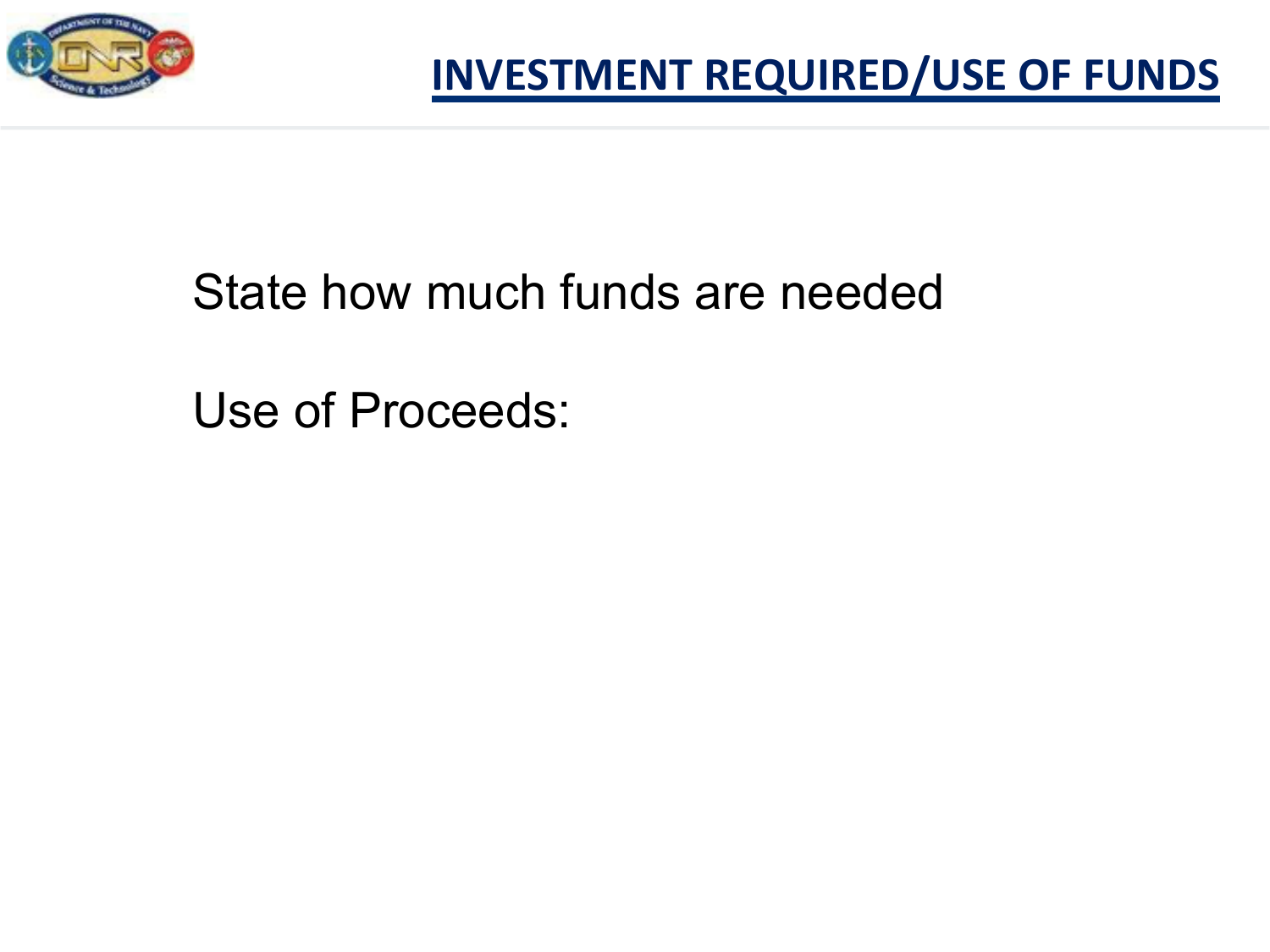# INVESTMENT REQUIRED/USE OF FUNDS

State how much funds are needed

Use of Proceeds: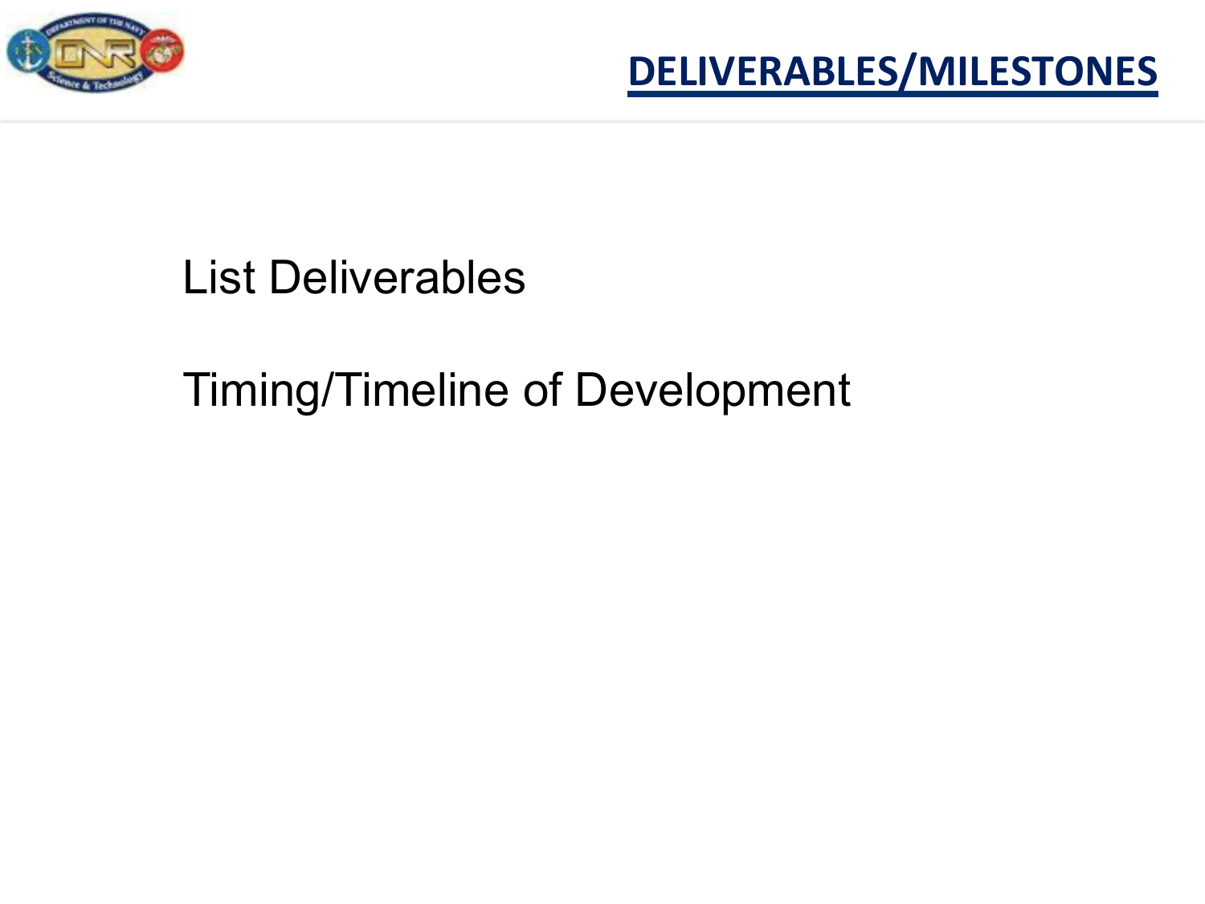# DELIVERABLES/MILESTONES

List Deliverables

Timing/Timeline of Development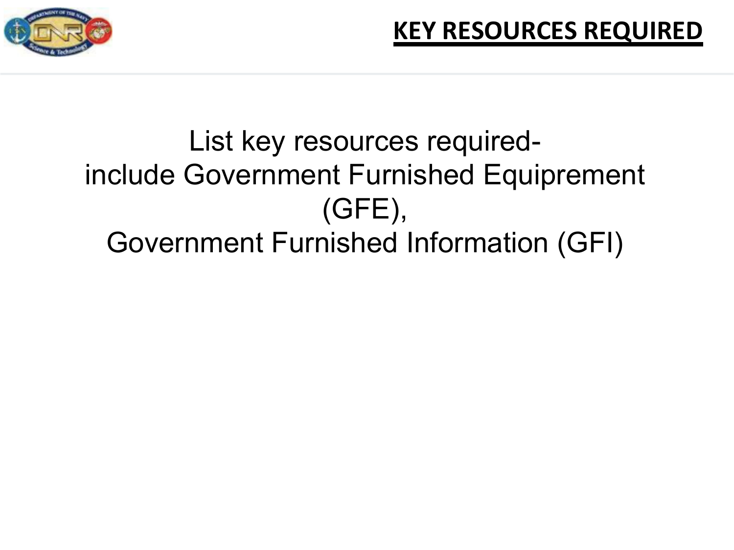# KEY RESOURCES REQUIRED

List key resources required-
include Government Furnished Equiprement (GFE),
Government Furnished Information (GFI)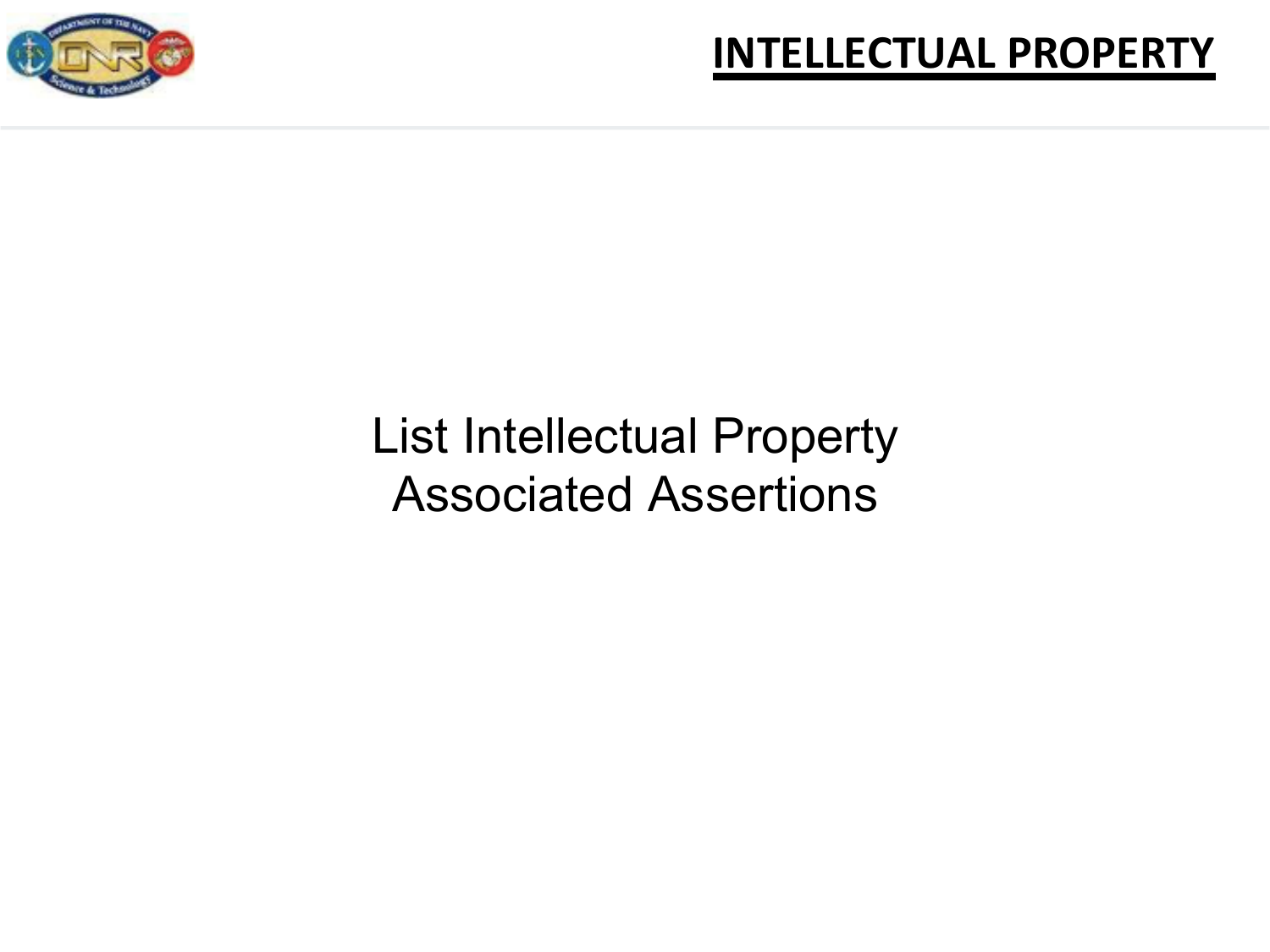# INTELLECTUAL PROPERTY

List Intellectual Property
Associated Assertions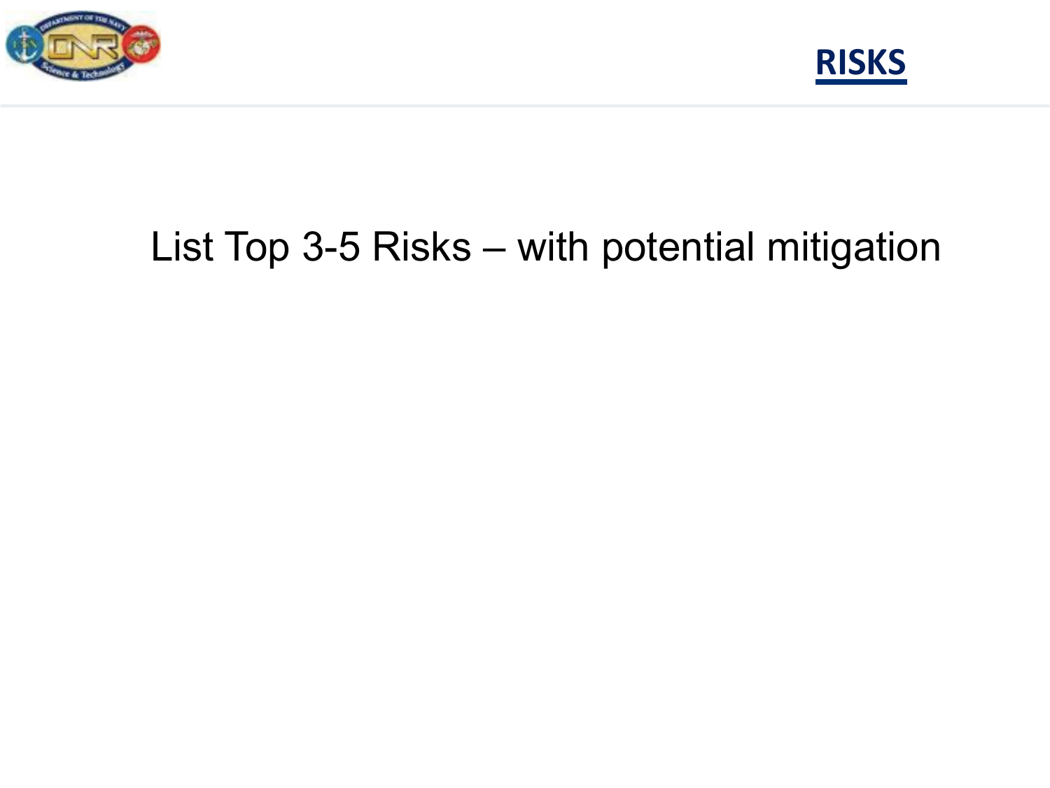# RISKS

List Top 3-5 Risks – with potential mitigation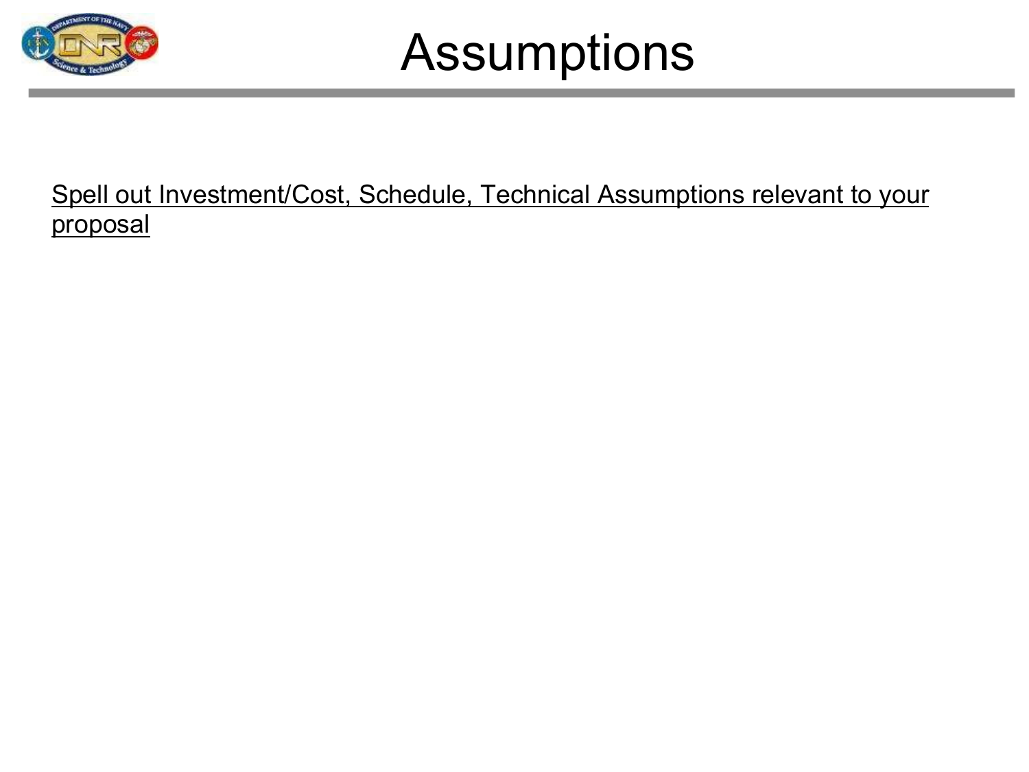# Assumptions

Spell out Investment/Cost, Schedule, Technical Assumptions relevant to your proposal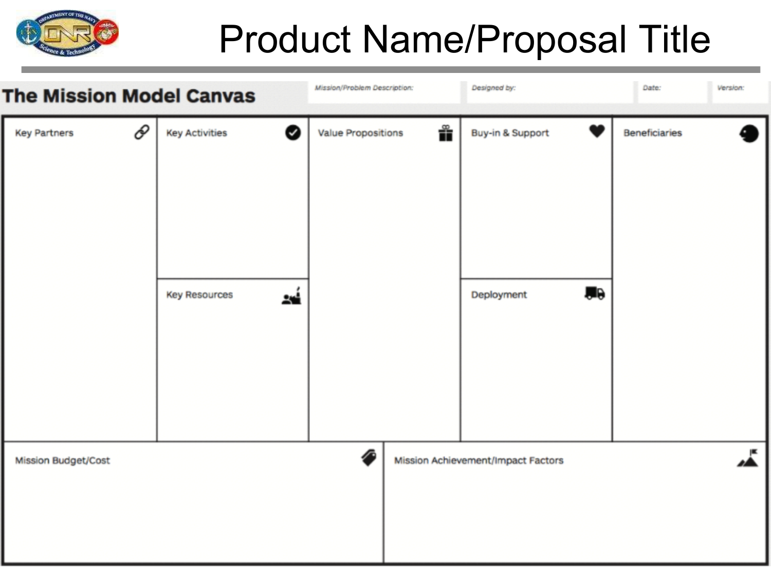# Product Name/Proposal Title

## The Mission Model Canvas

| Mission/Problem Description: | Designed by: | Date: | Version: |
| --- | --- | --- | --- |
| | | | |

| Key Partners | Key Activities | Value Propositions | Buy-in & Support | Beneficiaries |
| --- | --- | --- | --- | --- |
| | Key Resources | | Deployment | |

| Mission Budget/Cost | Mission Achievement/Impact Factors |
| --- | --- |
| | |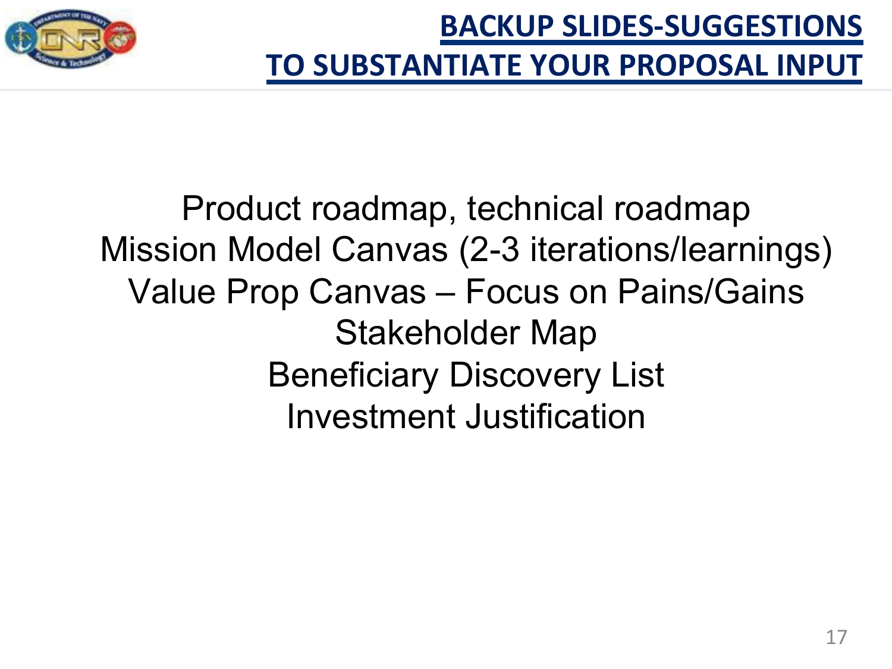# BACKUP SLIDES-SUGGESTIONS TO SUBSTANTIATE YOUR PROPOSAL INPUT

Product roadmap, technical roadmap

Mission Model Canvas (2-3 iterations/learnings)

Value Prop Canvas – Focus on Pains/Gains

Stakeholder Map

Beneficiary Discovery List

Investment Justification